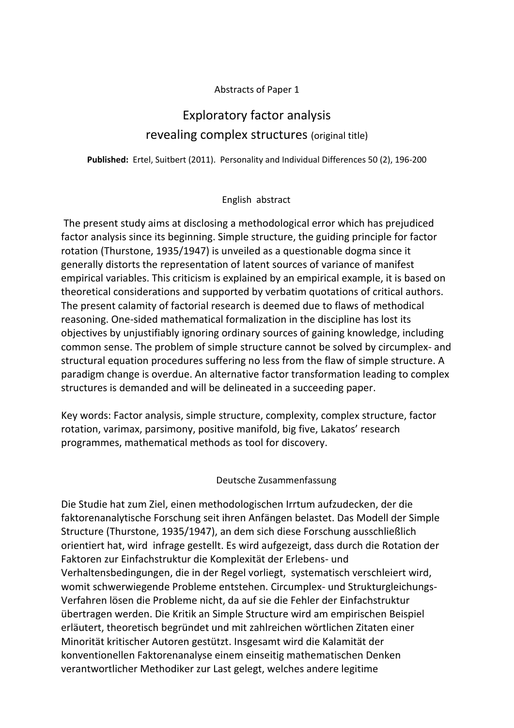Abstracts of Paper 1

# Exploratory factor analysis revealing complex structures (original title)

**Published:** Ertel, Suitbert (2011). Personality and Individual Differences 50 (2), 196-200

## English abstract

The present study aims at disclosing a methodological error which has prejudiced factor analysis since its beginning. Simple structure, the guiding principle for factor rotation (Thurstone, 1935/1947) is unveiled as a questionable dogma since it generally distorts the representation of latent sources of variance of manifest empirical variables. This criticism is explained by an empirical example, it is based on theoretical considerations and supported by verbatim quotations of critical authors. The present calamity of factorial research is deemed due to flaws of methodical reasoning. One-sided mathematical formalization in the discipline has lost its objectives by unjustifiably ignoring ordinary sources of gaining knowledge, including common sense. The problem of simple structure cannot be solved by circumplex- and structural equation procedures suffering no less from the flaw of simple structure. A paradigm change is overdue. An alternative factor transformation leading to complex structures is demanded and will be delineated in a succeeding paper.

Key words: Factor analysis, simple structure, complexity, complex structure, factor rotation, varimax, parsimony, positive manifold, big five, Lakatos' research programmes, mathematical methods as tool for discovery.

## Deutsche Zusammenfassung

Die Studie hat zum Ziel, einen methodologischen Irrtum aufzudecken, der die faktorenanalytische Forschung seit ihren Anfängen belastet. Das Modell der Simple Structure (Thurstone, 1935/1947), an dem sich diese Forschung ausschließlich orientiert hat, wird infrage gestellt. Es wird aufgezeigt, dass durch die Rotation der Faktoren zur Einfachstruktur die Komplexität der Erlebens- und Verhaltensbedingungen, die in der Regel vorliegt, systematisch verschleiert wird, womit schwerwiegende Probleme entstehen. Circumplex- und Strukturgleichungs-Verfahren lösen die Probleme nicht, da auf sie die Fehler der Einfachstruktur übertragen werden. Die Kritik an Simple Structure wird am empirischen Beispiel erläutert, theoretisch begründet und mit zahlreichen wörtlichen Zitaten einer Minorität kritischer Autoren gestützt. Insgesamt wird die Kalamität der konventionellen Faktorenanalyse einem einseitig mathematischen Denken verantwortlicher Methodiker zur Last gelegt, welches andere legitime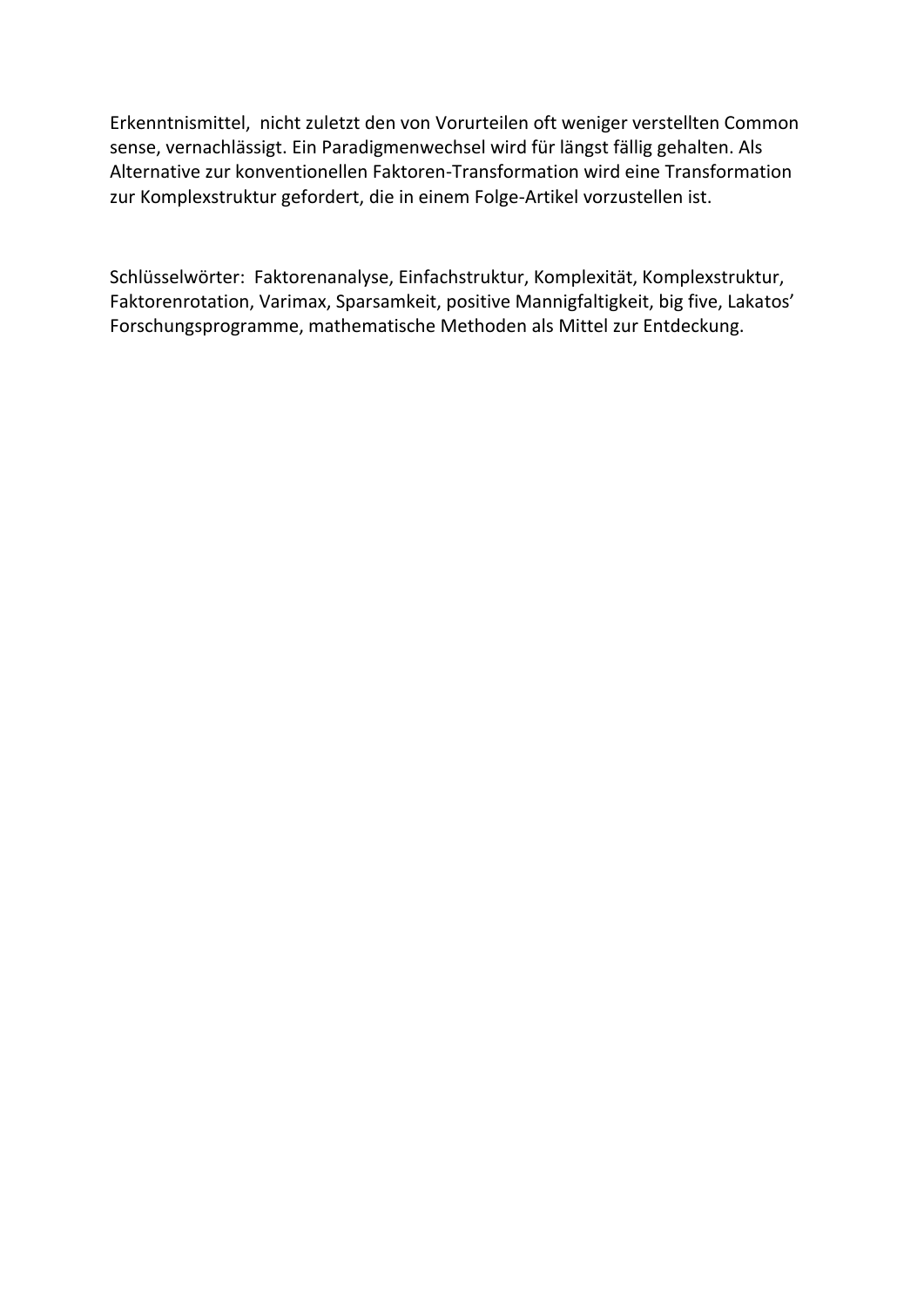Erkenntnismittel, nicht zuletzt den von Vorurteilen oft weniger verstellten Common sense, vernachlässigt. Ein Paradigmenwechsel wird für längst fällig gehalten. Als Alternative zur konventionellen Faktoren-Transformation wird eine Transformation zur Komplexstruktur gefordert, die in einem Folge-Artikel vorzustellen ist.

Schlüsselwörter: Faktorenanalyse, Einfachstruktur, Komplexität, Komplexstruktur, Faktorenrotation, Varimax, Sparsamkeit, positive Mannigfaltigkeit, big five, Lakatos' Forschungsprogramme, mathematische Methoden als Mittel zur Entdeckung.